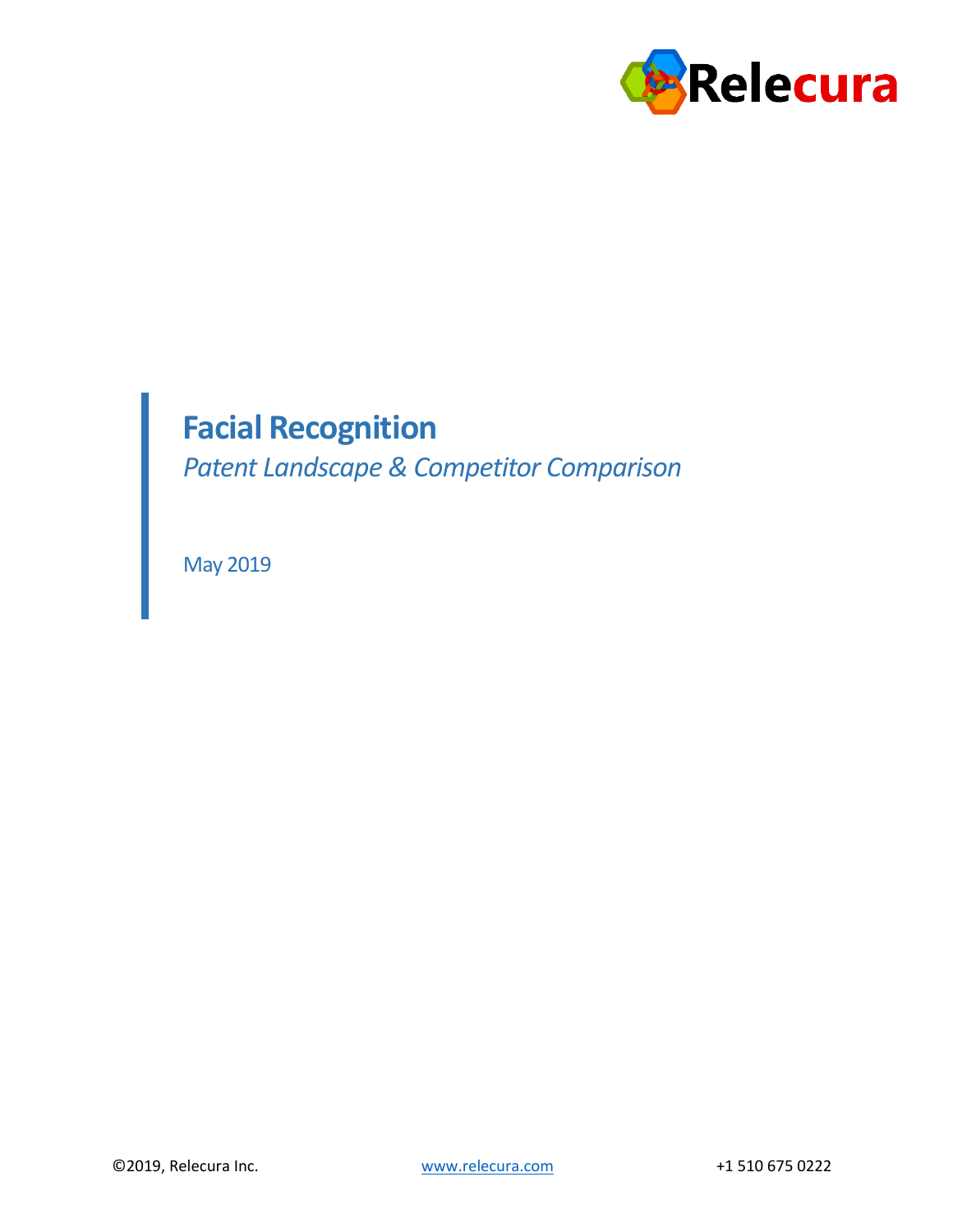Relecura

# Facial Recognition

*Patent Landscape & Competitor Comparison*

May 2019

©2019, Relecura Inc. www.relecura.com +1 510 675 0222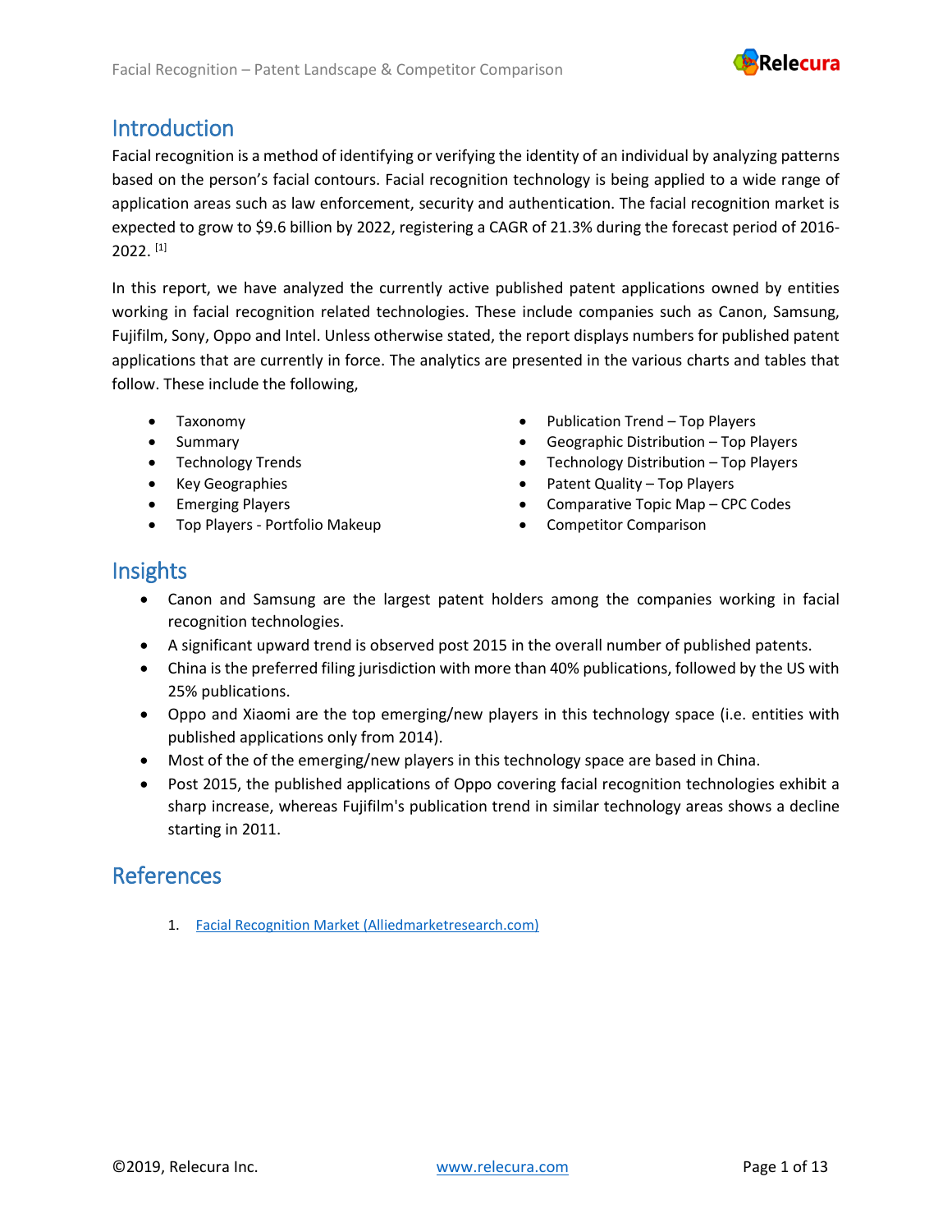## Introduction

Facial recognition is a method of identifying or verifying the identity of an individual by analyzing patterns based on the person's facial contours. Facial recognition technology is being applied to a wide range of application areas such as law enforcement, security and authentication. The facial recognition market is expected to grow to $9.6 billion by 2022, registering a CAGR of 21.3% during the forecast period of 2016-2022. [1]

In this report, we have analyzed the currently active published patent applications owned by entities working in facial recognition related technologies. These include companies such as Canon, Samsung, Fujifilm, Sony, Oppo and Intel. Unless otherwise stated, the report displays numbers for published patent applications that are currently in force. The analytics are presented in the various charts and tables that follow. These include the following,

- Taxonomy
- Summary
- Technology Trends
- Key Geographies
- Emerging Players
- Top Players - Portfolio Makeup
- Publication Trend – Top Players
- Geographic Distribution – Top Players
- Technology Distribution – Top Players
- Patent Quality – Top Players
- Comparative Topic Map – CPC Codes
- Competitor Comparison

## Insights

- Canon and Samsung are the largest patent holders among the companies working in facial recognition technologies.
- A significant upward trend is observed post 2015 in the overall number of published patents.
- China is the preferred filing jurisdiction with more than 40% publications, followed by the US with 25% publications.
- Oppo and Xiaomi are the top emerging/new players in this technology space (i.e. entities with published applications only from 2014).
- Most of the of the emerging/new players in this technology space are based in China.
- Post 2015, the published applications of Oppo covering facial recognition technologies exhibit a sharp increase, whereas Fujifilm's publication trend in similar technology areas shows a decline starting in 2011.

## References

1. [Facial Recognition Market (Alliedmarketresearch.com)](Alliedmarketresearch.com)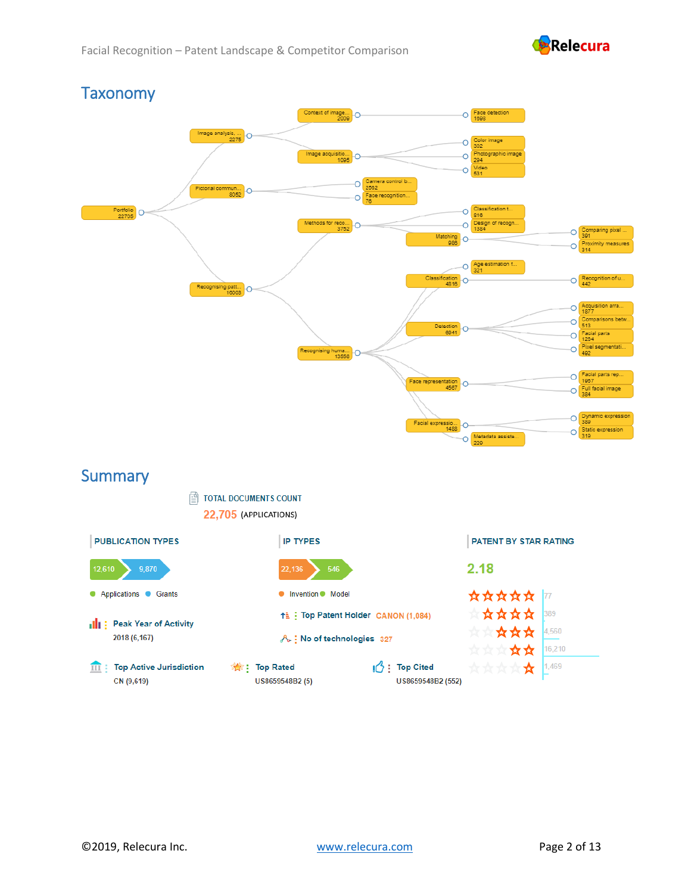## Taxonomy

- Portfolio 22705
  - Image analysis, ... 2275
    - Context of image... 2009
      - Face detection 1698
    - Image acquisitio... 1095
      - Color image 302
      - Photographic image 294
      - Video 531
  - Pictorial commun... 8052
    - Camera control b... 2562
    - Face recognition... 76
  - Recognising patt... 16003
    - Methods for reco... 3752
      - Classification t... 816
      - Design of recogn... 1384
      - Matching 986
        - Comparing pixel ... 391
        - Proximity measures 314
    - Recognising huma... 13556
      - Classification 4816
        - Age estimation t... 321
        - Recognition of u... 442
      - Detection 6841
        - Acquisition arra... 1877
        - Comparisons betw... 513
        - Facial parts 1204
        - Pixel segmentati... 492
      - Face representation 4567
        - Facial parts rep... 1967
        - Full facial image 384
      - Facial expressio... 1488
        - Dynamic expression 389
        - Static expression 319
        - Metadata assiste... 220

## Summary

TOTAL DOCUMENTS COUNT

22,705 (APPLICATIONS)

**PUBLICATION TYPES**

12,610 | 9,870

Applications, Grants

**Peak Year of Activity**: 2018 (6,167)

**IP TYPES**

22,136 | 546

Invention, Model

**Top Patent Holder**: CANON (1,084)

**No of technologies**: 327

**PATENT BY STAR RATING**

2.18

| Stars | Count |
| --- | --- |
| 5 | 77 |
| 4 | 389 |
| 3 | 4,560 |
| 2 | 16,210 |
| 1 | 1,469 |

**Top Active Jurisdiction**: CN (9,619)

**Top Rated**: US8659548B2 (5)

**Top Cited**: US8659548B2 (552)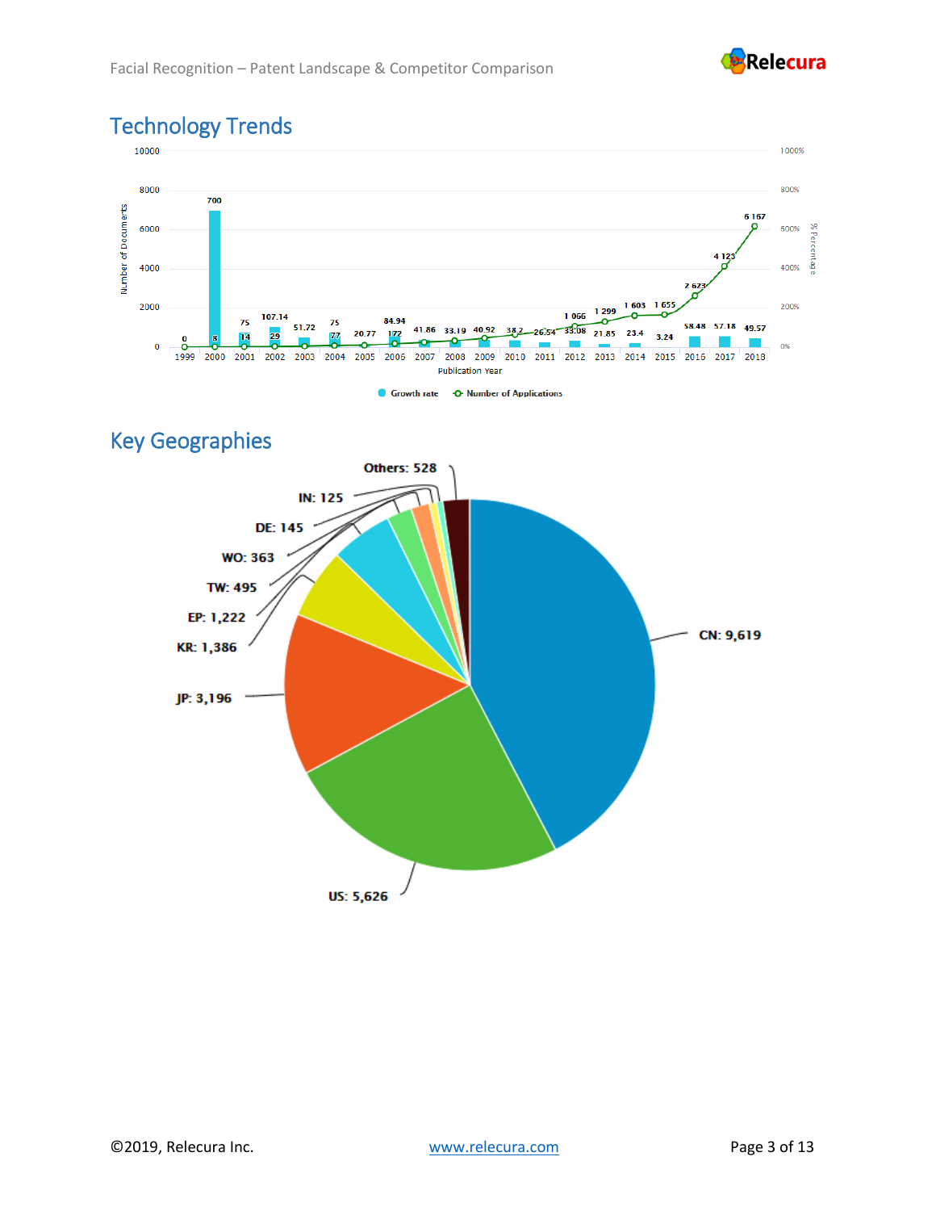## Technology Trends

| Publication Year | Growth rate (%) | Number of Applications |
|---|---|---|
| 1999 | 0 | |
| 2000 | 700 | 8 |
| 2001 | 75 | 14 |
| 2002 | 107.14 | 29 |
| 2003 | 51.72 | |
| 2004 | 75 | 77 |
| 2005 | 20.77 | |
| 2006 | 84.94 | 172 |
| 2007 | 41.86 | |
| 2008 | 33.19 | |
| 2009 | 40.92 | |
| 2010 | 38.2 | |
| 2011 | 26.54 | |
| 2012 | 33.08 | 1 066 |
| 2013 | 21.85 | 1 299 |
| 2014 | 23.4 | 1 603 |
| 2015 | 3.24 | 1 655 |
| 2016 | 58.48 | 2 623 |
| 2017 | 57.18 | 4 123 |
| 2018 | 49.57 | 6 167 |

## Key Geographies

| Geography | Count |
|---|---|
| CN | 9,619 |
| US | 5,626 |
| JP | 3,196 |
| KR | 1,386 |
| EP | 1,222 |
| TW | 495 |
| WO | 363 |
| DE | 145 |
| IN | 125 |
| Others | 528 |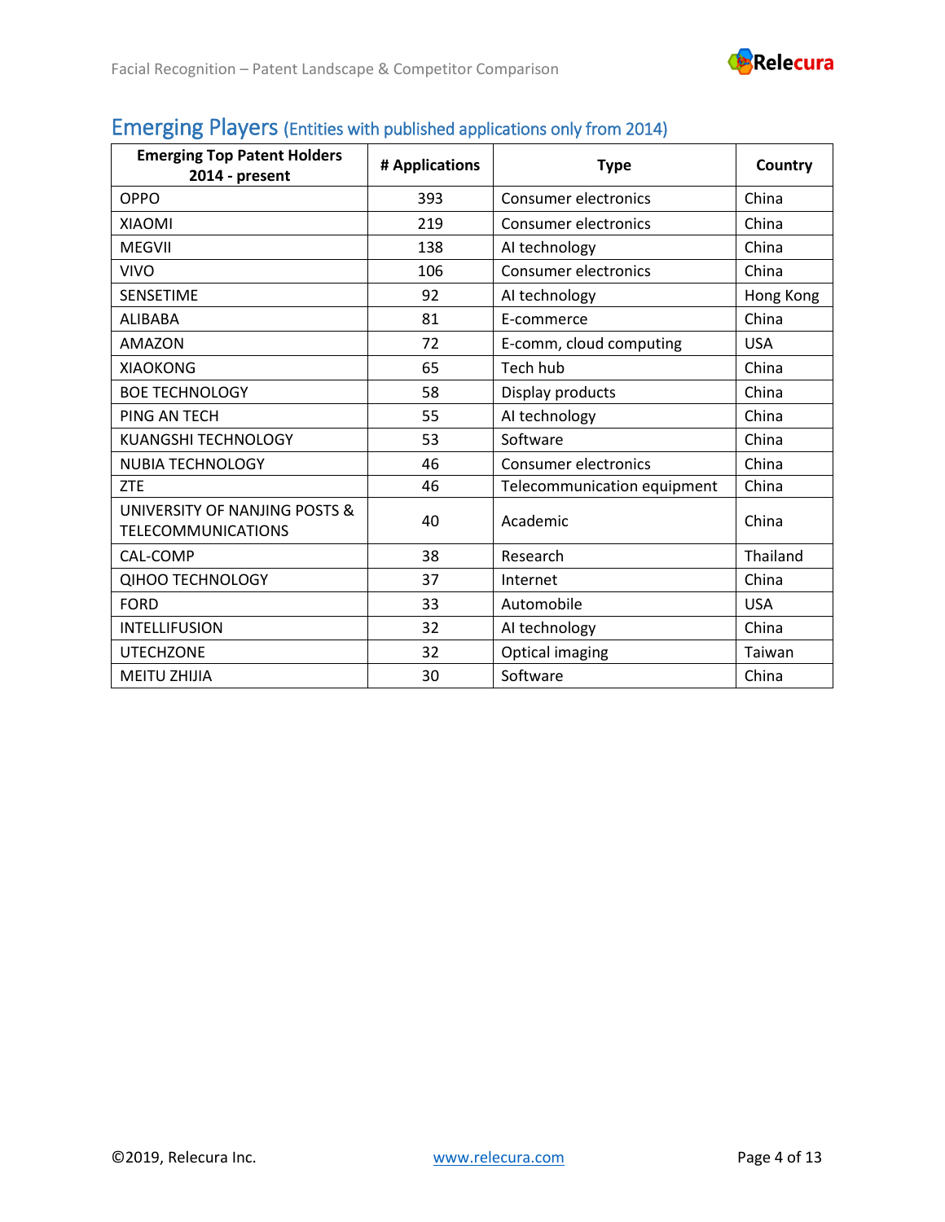## Emerging Players (Entities with published applications only from 2014)

| Emerging Top Patent Holders 2014 - present | # Applications | Type | Country |
|---|---|---|---|
| OPPO | 393 | Consumer electronics | China |
| XIAOMI | 219 | Consumer electronics | China |
| MEGVII | 138 | AI technology | China |
| VIVO | 106 | Consumer electronics | China |
| SENSETIME | 92 | AI technology | Hong Kong |
| ALIBABA | 81 | E-commerce | China |
| AMAZON | 72 | E-comm, cloud computing | USA |
| XIAOKONG | 65 | Tech hub | China |
| BOE TECHNOLOGY | 58 | Display products | China |
| PING AN TECH | 55 | AI technology | China |
| KUANGSHI TECHNOLOGY | 53 | Software | China |
| NUBIA TECHNOLOGY | 46 | Consumer electronics | China |
| ZTE | 46 | Telecommunication equipment | China |
| UNIVERSITY OF NANJING POSTS & TELECOMMUNICATIONS | 40 | Academic | China |
| CAL-COMP | 38 | Research | Thailand |
| QIHOO TECHNOLOGY | 37 | Internet | China |
| FORD | 33 | Automobile | USA |
| INTELLIFUSION | 32 | AI technology | China |
| UTECHZONE | 32 | Optical imaging | Taiwan |
| MEITU ZHIJIA | 30 | Software | China |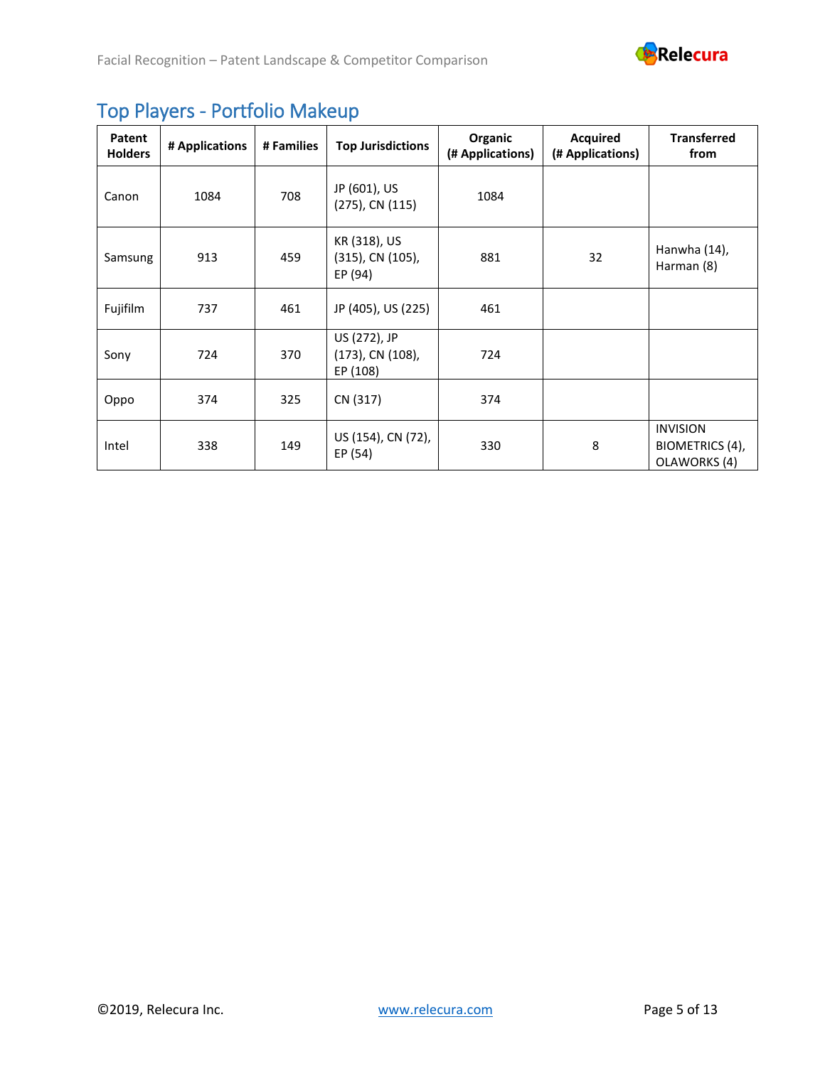## Top Players - Portfolio Makeup

| Patent Holders | # Applications | # Families | Top Jurisdictions | Organic (# Applications) | Acquired (# Applications) | Transferred from |
|---|---|---|---|---|---|---|
| Canon | 1084 | 708 | JP (601), US (275), CN (115) | 1084 | | |
| Samsung | 913 | 459 | KR (318), US (315), CN (105), EP (94) | 881 | 32 | Hanwha (14), Harman (8) |
| Fujifilm | 737 | 461 | JP (405), US (225) | 461 | | |
| Sony | 724 | 370 | US (272), JP (173), CN (108), EP (108) | 724 | | |
| Oppo | 374 | 325 | CN (317) | 374 | | |
| Intel | 338 | 149 | US (154), CN (72), EP (54) | 330 | 8 | INVISION BIOMETRICS (4), OLAWORKS (4) |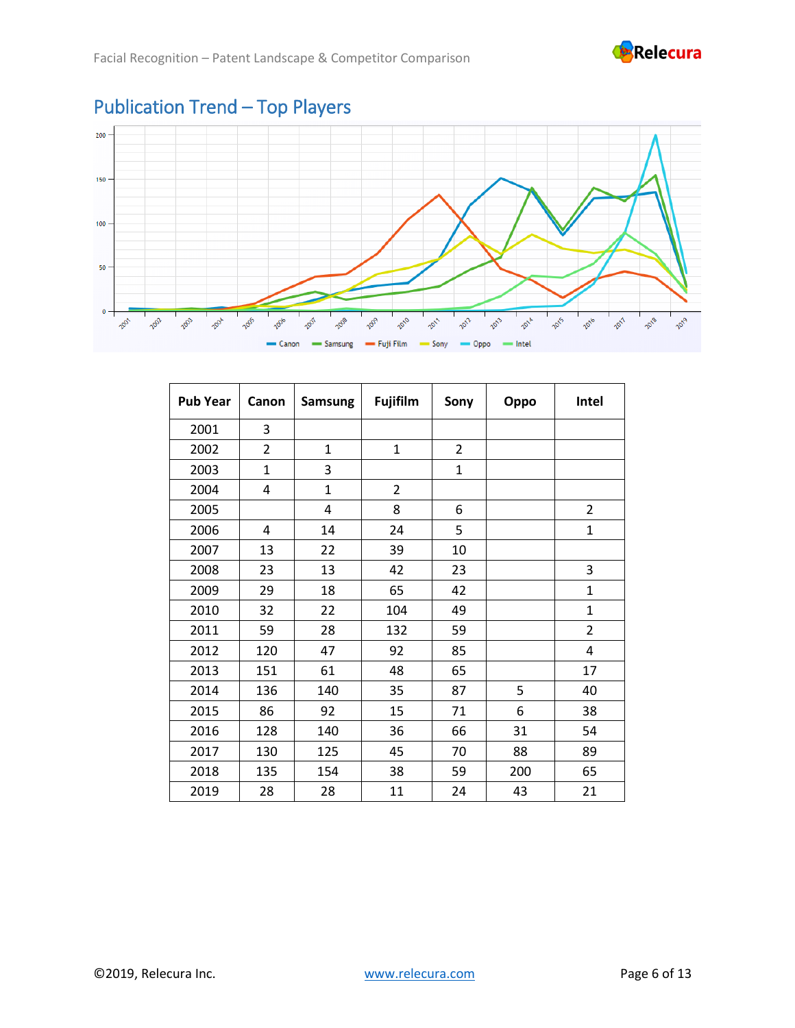## Publication Trend – Top Players

| Pub Year | Canon | Samsung | Fujifilm | Sony | Oppo | Intel |
|---|---|---|---|---|---|---|
| 2001 | 3 | | | | | |
| 2002 | 2 | 1 | 1 | 2 | | |
| 2003 | 1 | 3 | | 1 | | |
| 2004 | 4 | 1 | 2 | | | |
| 2005 | | 4 | 8 | 6 | | 2 |
| 2006 | 4 | 14 | 24 | 5 | | 1 |
| 2007 | 13 | 22 | 39 | 10 | | |
| 2008 | 23 | 13 | 42 | 23 | | 3 |
| 2009 | 29 | 18 | 65 | 42 | | 1 |
| 2010 | 32 | 22 | 104 | 49 | | 1 |
| 2011 | 59 | 28 | 132 | 59 | | 2 |
| 2012 | 120 | 47 | 92 | 85 | | 4 |
| 2013 | 151 | 61 | 48 | 65 | | 17 |
| 2014 | 136 | 140 | 35 | 87 | 5 | 40 |
| 2015 | 86 | 92 | 15 | 71 | 6 | 38 |
| 2016 | 128 | 140 | 36 | 66 | 31 | 54 |
| 2017 | 130 | 125 | 45 | 70 | 88 | 89 |
| 2018 | 135 | 154 | 38 | 59 | 200 | 65 |
| 2019 | 28 | 28 | 11 | 24 | 43 | 21 |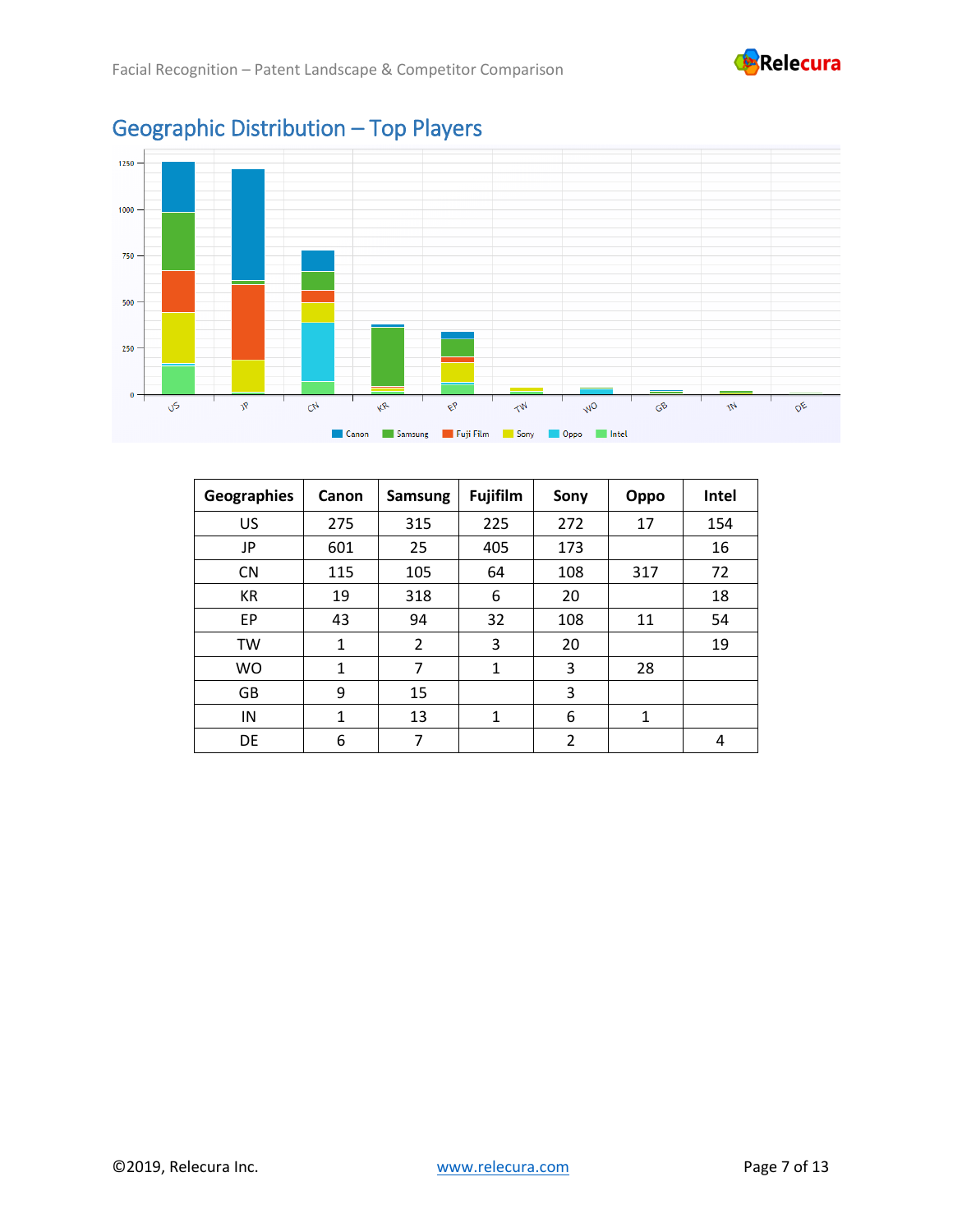## Geographic Distribution – Top Players

| Geographies | Canon | Samsung | Fujifilm | Sony | Oppo | Intel |
|---|---|---|---|---|---|---|
| US | 275 | 315 | 225 | 272 | 17 | 154 |
| JP | 601 | 25 | 405 | 173 | | 16 |
| CN | 115 | 105 | 64 | 108 | 317 | 72 |
| KR | 19 | 318 | 6 | 20 | | 18 |
| EP | 43 | 94 | 32 | 108 | 11 | 54 |
| TW | 1 | 2 | 3 | 20 | | 19 |
| WO | 1 | 7 | 1 | 3 | 28 | |
| GB | 9 | 15 | | 3 | | |
| IN | 1 | 13 | 1 | 6 | 1 | |
| DE | 6 | 7 | | 2 | | 4 |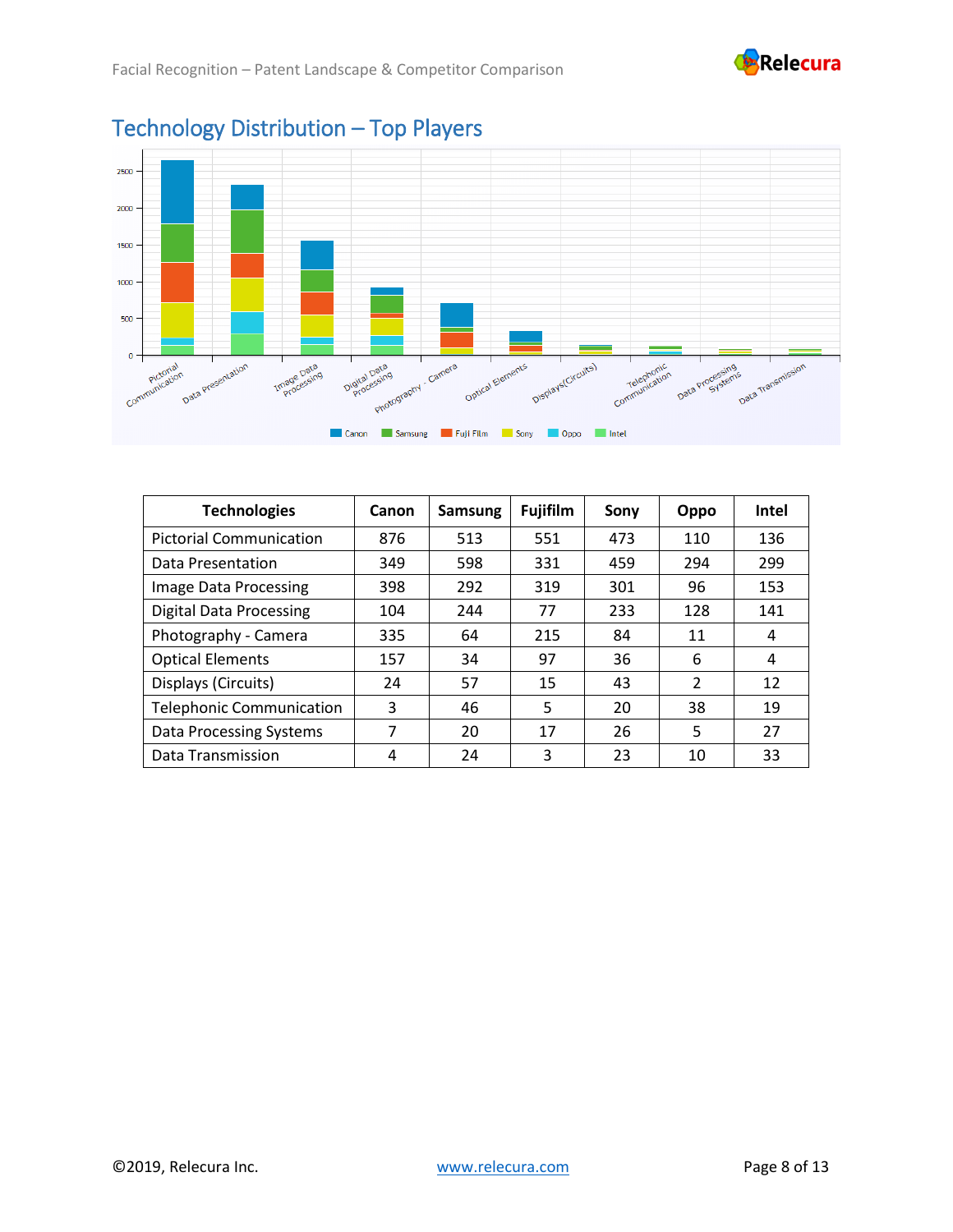## Technology Distribution – Top Players

| Technologies | Canon | Samsung | Fujifilm | Sony | Oppo | Intel |
|---|---|---|---|---|---|---|
| Pictorial Communication | 876 | 513 | 551 | 473 | 110 | 136 |
| Data Presentation | 349 | 598 | 331 | 459 | 294 | 299 |
| Image Data Processing | 398 | 292 | 319 | 301 | 96 | 153 |
| Digital Data Processing | 104 | 244 | 77 | 233 | 128 | 141 |
| Photography - Camera | 335 | 64 | 215 | 84 | 11 | 4 |
| Optical Elements | 157 | 34 | 97 | 36 | 6 | 4 |
| Displays (Circuits) | 24 | 57 | 15 | 43 | 2 | 12 |
| Telephonic Communication | 3 | 46 | 5 | 20 | 38 | 19 |
| Data Processing Systems | 7 | 20 | 17 | 26 | 5 | 27 |
| Data Transmission | 4 | 24 | 3 | 23 | 10 | 33 |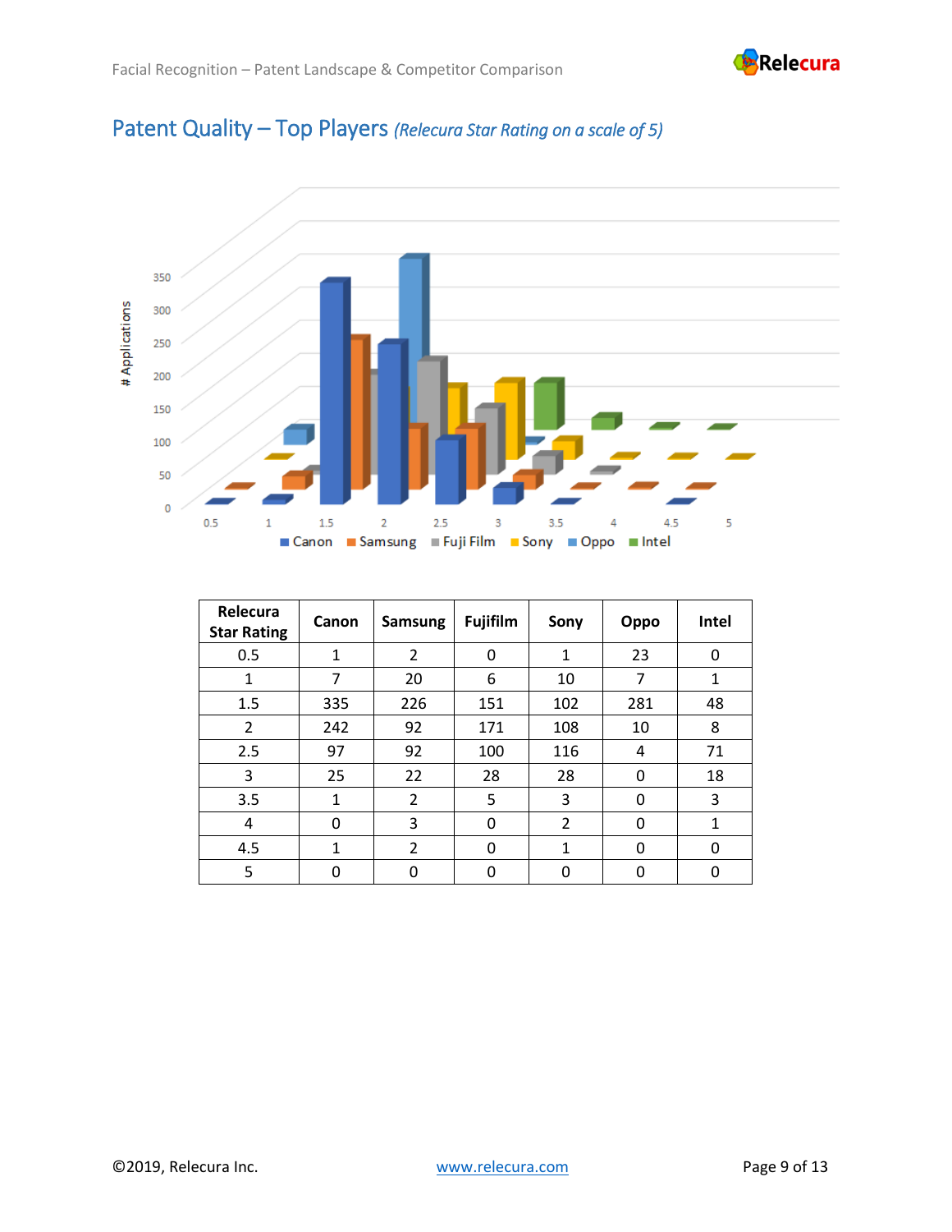## Patent Quality – Top Players *(Relecura Star Rating on a scale of 5)*

| Relecura Star Rating | Canon | Samsung | Fujifilm | Sony | Oppo | Intel |
|---|---|---|---|---|---|---|
| 0.5 | 1 | 2 | 0 | 1 | 23 | 0 |
| 1 | 7 | 20 | 6 | 10 | 7 | 1 |
| 1.5 | 335 | 226 | 151 | 102 | 281 | 48 |
| 2 | 242 | 92 | 171 | 108 | 10 | 8 |
| 2.5 | 97 | 92 | 100 | 116 | 4 | 71 |
| 3 | 25 | 22 | 28 | 28 | 0 | 18 |
| 3.5 | 1 | 2 | 5 | 3 | 0 | 3 |
| 4 | 0 | 3 | 0 | 2 | 0 | 1 |
| 4.5 | 1 | 2 | 0 | 1 | 0 | 0 |
| 5 | 0 | 0 | 0 | 0 | 0 | 0 |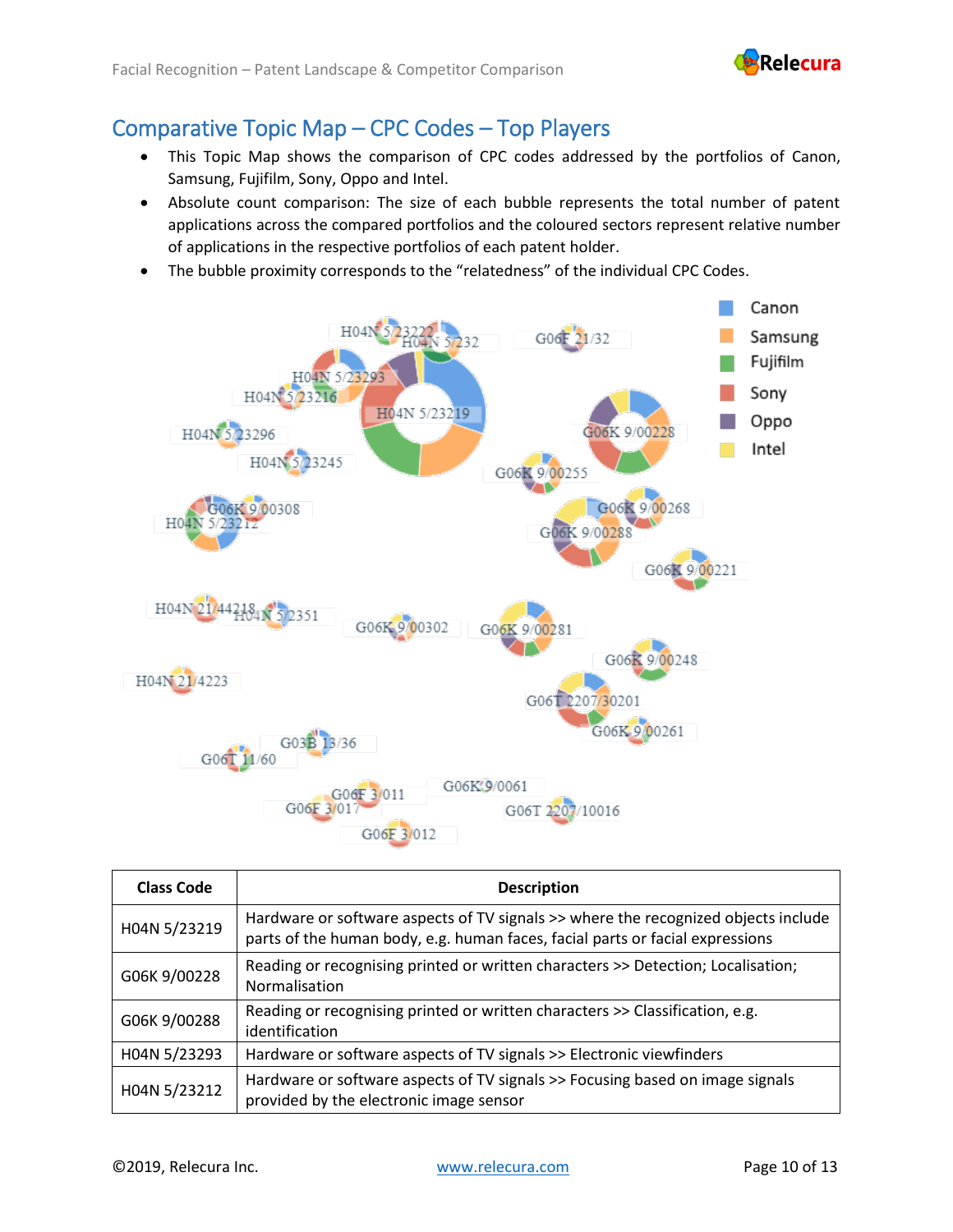## Comparative Topic Map – CPC Codes – Top Players

- This Topic Map shows the comparison of CPC codes addressed by the portfolios of Canon, Samsung, Fujifilm, Sony, Oppo and Intel.
- Absolute count comparison: The size of each bubble represents the total number of patent applications across the compared portfolios and the coloured sectors represent relative number of applications in the respective portfolios of each patent holder.
- The bubble proximity corresponds to the "relatedness" of the individual CPC Codes.

| Class Code | Description |
|---|---|
| H04N 5/23219 | Hardware or software aspects of TV signals >> where the recognized objects include parts of the human body, e.g. human faces, facial parts or facial expressions |
| G06K 9/00228 | Reading or recognising printed or written characters >> Detection; Localisation; Normalisation |
| G06K 9/00288 | Reading or recognising printed or written characters >> Classification, e.g. identification |
| H04N 5/23293 | Hardware or software aspects of TV signals >> Electronic viewfinders |
| H04N 5/23212 | Hardware or software aspects of TV signals >> Focusing based on image signals provided by the electronic image sensor |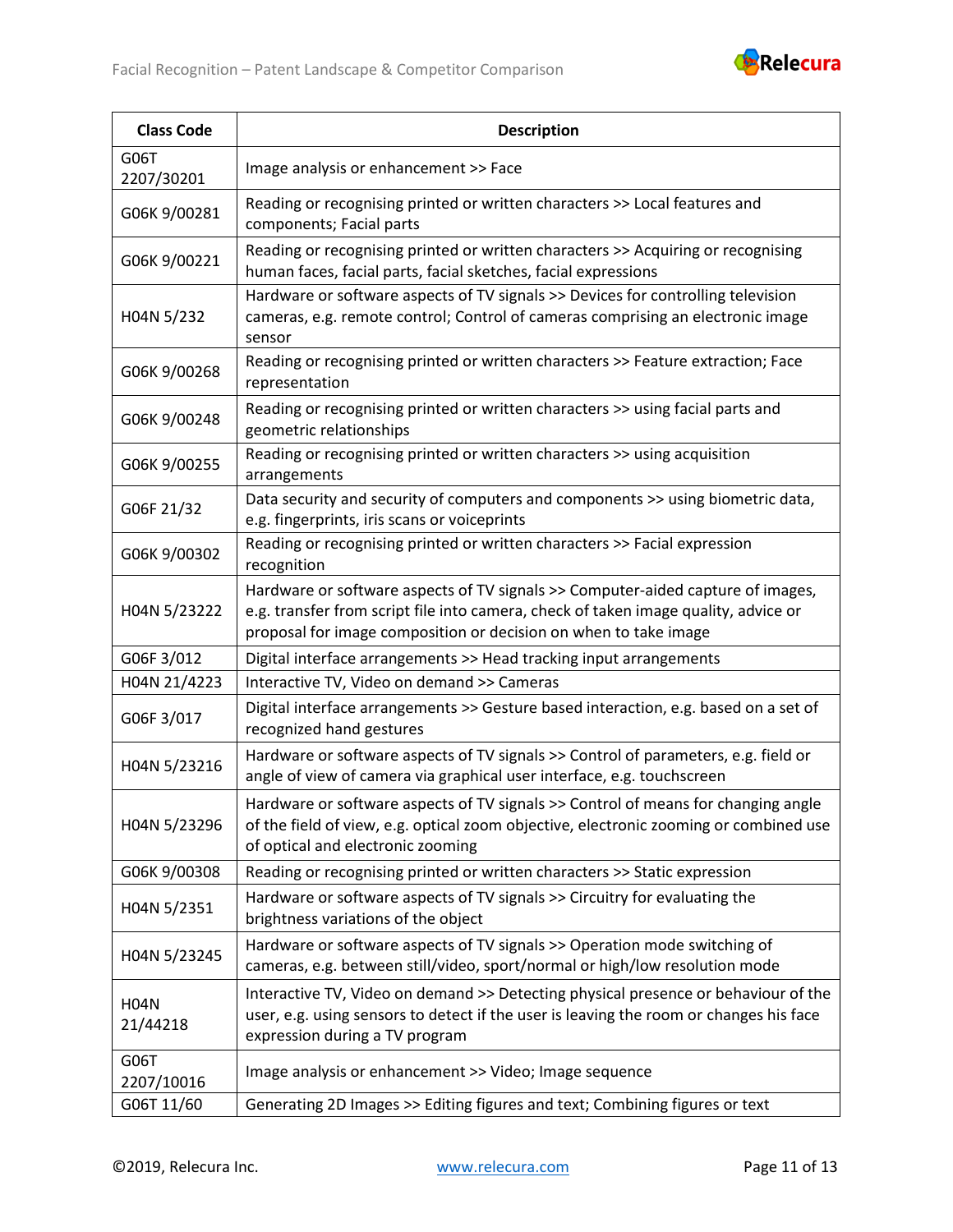| Class Code | Description |
|---|---|
| G06T 2207/30201 | Image analysis or enhancement >> Face |
| G06K 9/00281 | Reading or recognising printed or written characters >> Local features and components; Facial parts |
| G06K 9/00221 | Reading or recognising printed or written characters >> Acquiring or recognising human faces, facial parts, facial sketches, facial expressions |
| H04N 5/232 | Hardware or software aspects of TV signals >> Devices for controlling television cameras, e.g. remote control; Control of cameras comprising an electronic image sensor |
| G06K 9/00268 | Reading or recognising printed or written characters >> Feature extraction; Face representation |
| G06K 9/00248 | Reading or recognising printed or written characters >> using facial parts and geometric relationships |
| G06K 9/00255 | Reading or recognising printed or written characters >> using acquisition arrangements |
| G06F 21/32 | Data security and security of computers and components >> using biometric data, e.g. fingerprints, iris scans or voiceprints |
| G06K 9/00302 | Reading or recognising printed or written characters >> Facial expression recognition |
| H04N 5/23222 | Hardware or software aspects of TV signals >> Computer-aided capture of images, e.g. transfer from script file into camera, check of taken image quality, advice or proposal for image composition or decision on when to take image |
| G06F 3/012 | Digital interface arrangements >> Head tracking input arrangements |
| H04N 21/4223 | Interactive TV, Video on demand >> Cameras |
| G06F 3/017 | Digital interface arrangements >> Gesture based interaction, e.g. based on a set of recognized hand gestures |
| H04N 5/23216 | Hardware or software aspects of TV signals >> Control of parameters, e.g. field or angle of view of camera via graphical user interface, e.g. touchscreen |
| H04N 5/23296 | Hardware or software aspects of TV signals >> Control of means for changing angle of the field of view, e.g. optical zoom objective, electronic zooming or combined use of optical and electronic zooming |
| G06K 9/00308 | Reading or recognising printed or written characters >> Static expression |
| H04N 5/2351 | Hardware or software aspects of TV signals >> Circuitry for evaluating the brightness variations of the object |
| H04N 5/23245 | Hardware or software aspects of TV signals >> Operation mode switching of cameras, e.g. between still/video, sport/normal or high/low resolution mode |
| H04N 21/44218 | Interactive TV, Video on demand >> Detecting physical presence or behaviour of the user, e.g. using sensors to detect if the user is leaving the room or changes his face expression during a TV program |
| G06T 2207/10016 | Image analysis or enhancement >> Video; Image sequence |
| G06T 11/60 | Generating 2D Images >> Editing figures and text; Combining figures or text |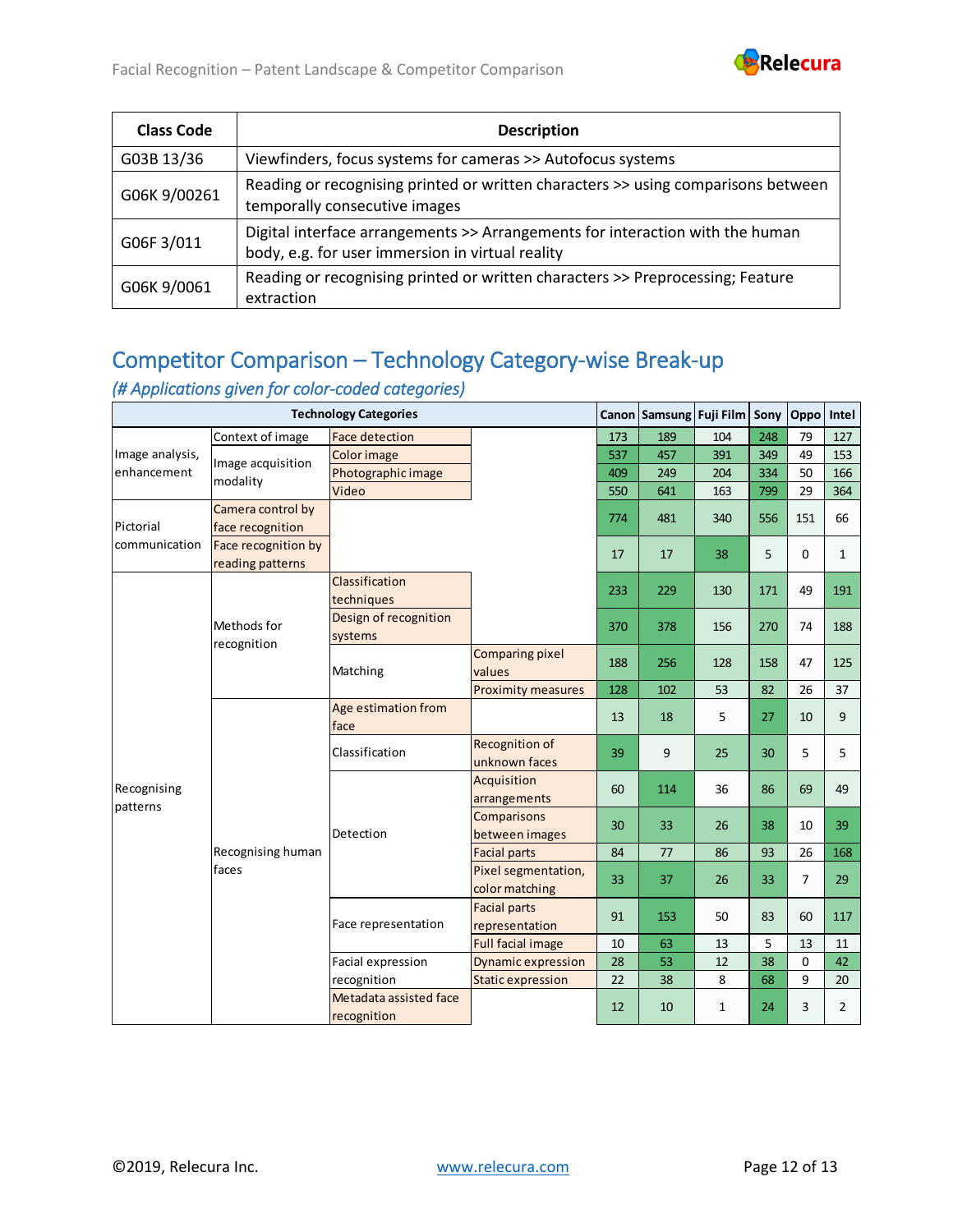| Class Code | Description |
| --- | --- |
| G03B 13/36 | Viewfinders, focus systems for cameras >> Autofocus systems |
| G06K 9/00261 | Reading or recognising printed or written characters >> using comparisons between temporally consecutive images |
| G06F 3/011 | Digital interface arrangements >> Arrangements for interaction with the human body, e.g. for user immersion in virtual reality |
| G06K 9/0061 | Reading or recognising printed or written characters >> Preprocessing; Feature extraction |

## Competitor Comparison – Technology Category-wise Break-up

*(# Applications given for color-coded categories)*

| Technology Categories | | | | Canon | Samsung | Fuji Film | Sony | Oppo | Intel |
| --- | --- | --- | --- | --- | --- | --- | --- | --- | --- |
| Image analysis, enhancement | Context of image | Face detection | | 173 | 189 | 104 | 248 | 79 | 127 |
| | Image acquisition modality | Color image | | 537 | 457 | 391 | 349 | 49 | 153 |
| | | Photographic image | | 409 | 249 | 204 | 334 | 50 | 166 |
| | | Video | | 550 | 641 | 163 | 799 | 29 | 364 |
| Pictorial communication | Camera control by face recognition | | | 774 | 481 | 340 | 556 | 151 | 66 |
| | Face recognition by reading patterns | | | 17 | 17 | 38 | 5 | 0 | 1 |
| Recognising patterns | Methods for recognition | Classification techniques | | 233 | 229 | 130 | 171 | 49 | 191 |
| | | Design of recognition systems | | 370 | 378 | 156 | 270 | 74 | 188 |
| | | Matching | Comparing pixel values | 188 | 256 | 128 | 158 | 47 | 125 |
| | | | Proximity measures | 128 | 102 | 53 | 82 | 26 | 37 |
| | Recognising human faces | Age estimation from face | | 13 | 18 | 5 | 27 | 10 | 9 |
| | | Classification | Recognition of unknown faces | 39 | 9 | 25 | 30 | 5 | 5 |
| | | Detection | Acquisition arrangements | 60 | 114 | 36 | 86 | 69 | 49 |
| | | | Comparisons between images | 30 | 33 | 26 | 38 | 10 | 39 |
| | | | Facial parts | 84 | 77 | 86 | 93 | 26 | 168 |
| | | | Pixel segmentation, color matching | 33 | 37 | 26 | 33 | 7 | 29 |
| | | Face representation | Facial parts representation | 91 | 153 | 50 | 83 | 60 | 117 |
| | | | Full facial image | 10 | 63 | 13 | 5 | 13 | 11 |
| | | Facial expression recognition | Dynamic expression | 28 | 53 | 12 | 38 | 0 | 42 |
| | | | Static expression | 22 | 38 | 8 | 68 | 9 | 20 |
| | | Metadata assisted face recognition | | 12 | 10 | 1 | 24 | 3 | 2 |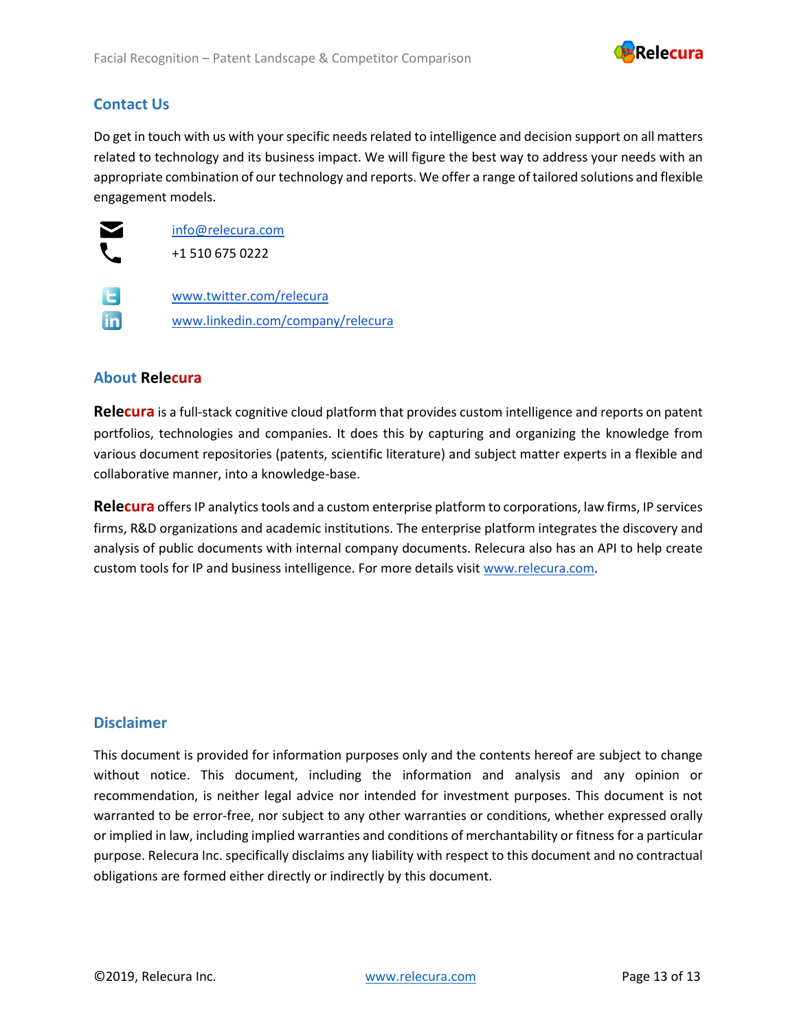## Contact Us

Do get in touch with us with your specific needs related to intelligence and decision support on all matters related to technology and its business impact. We will figure the best way to address your needs with an appropriate combination of our technology and reports. We offer a range of tailored solutions and flexible engagement models.

info@relecura.com
+1 510 675 0222

www.twitter.com/relecura
www.linkedin.com/company/relecura

## About Relecura

**Relecura** is a full-stack cognitive cloud platform that provides custom intelligence and reports on patent portfolios, technologies and companies. It does this by capturing and organizing the knowledge from various document repositories (patents, scientific literature) and subject matter experts in a flexible and collaborative manner, into a knowledge-base.

**Relecura** offers IP analytics tools and a custom enterprise platform to corporations, law firms, IP services firms, R&D organizations and academic institutions. The enterprise platform integrates the discovery and analysis of public documents with internal company documents. Relecura also has an API to help create custom tools for IP and business intelligence. For more details visit www.relecura.com.

## Disclaimer

This document is provided for information purposes only and the contents hereof are subject to change without notice. This document, including the information and analysis and any opinion or recommendation, is neither legal advice nor intended for investment purposes. This document is not warranted to be error-free, nor subject to any other warranties or conditions, whether expressed orally or implied in law, including implied warranties and conditions of merchantability or fitness for a particular purpose. Relecura Inc. specifically disclaims any liability with respect to this document and no contractual obligations are formed either directly or indirectly by this document.